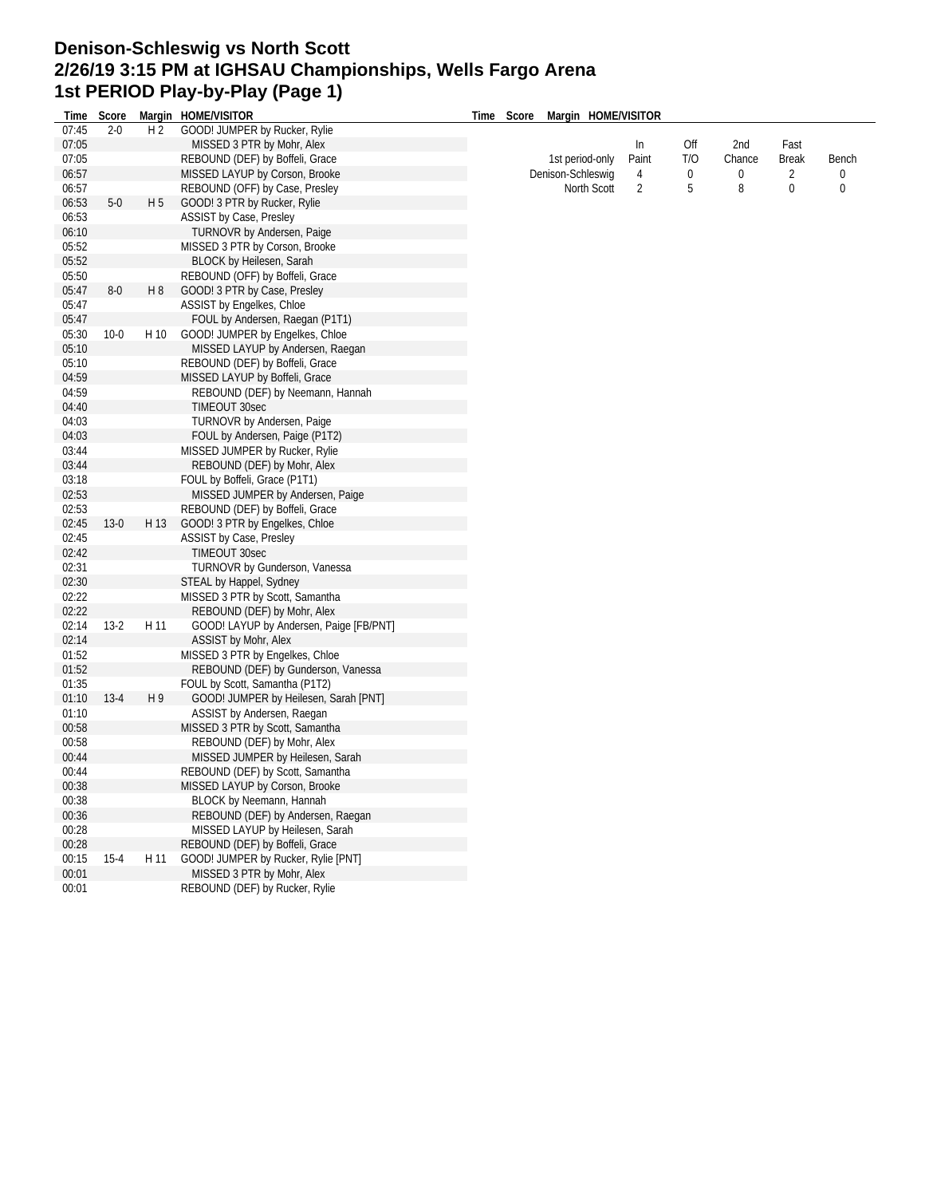# Denison-Schleswig vs North Scott
# 2/26/19 3:15 PM at IGHSAU Championships, Wells Fargo Arena
# 1st PERIOD Play-by-Play (Page 1)

| Time | Score | Margin | HOME/VISITOR |
|---|---|---|---|
| 07:45 | 2-0 | H 2 | GOOD! JUMPER by Rucker, Rylie |
| 07:05 | | | MISSED 3 PTR by Mohr, Alex |
| 07:05 | | | REBOUND (DEF) by Boffeli, Grace |
| 06:57 | | | MISSED LAYUP by Corson, Brooke |
| 06:57 | | | REBOUND (OFF) by Case, Presley |
| 06:53 | 5-0 | H 5 | GOOD! 3 PTR by Rucker, Rylie |
| 06:53 | | | ASSIST by Case, Presley |
| 06:10 | | | TURNOVR by Andersen, Paige |
| 05:52 | | | MISSED 3 PTR by Corson, Brooke |
| 05:52 | | | BLOCK by Heilesen, Sarah |
| 05:50 | | | REBOUND (OFF) by Boffeli, Grace |
| 05:47 | 8-0 | H 8 | GOOD! 3 PTR by Case, Presley |
| 05:47 | | | ASSIST by Engelkes, Chloe |
| 05:47 | | | FOUL by Andersen, Raegan (P1T1) |
| 05:30 | 10-0 | H 10 | GOOD! JUMPER by Engelkes, Chloe |
| 05:10 | | | MISSED LAYUP by Andersen, Raegan |
| 05:10 | | | REBOUND (DEF) by Boffeli, Grace |
| 04:59 | | | MISSED LAYUP by Boffeli, Grace |
| 04:59 | | | REBOUND (DEF) by Neemann, Hannah |
| 04:40 | | | TIMEOUT 30sec |
| 04:03 | | | TURNOVR by Andersen, Paige |
| 04:03 | | | FOUL by Andersen, Paige (P1T2) |
| 03:44 | | | MISSED JUMPER by Rucker, Rylie |
| 03:44 | | | REBOUND (DEF) by Mohr, Alex |
| 03:18 | | | FOUL by Boffeli, Grace (P1T1) |
| 02:53 | | | MISSED JUMPER by Andersen, Paige |
| 02:53 | | | REBOUND (DEF) by Boffeli, Grace |
| 02:45 | 13-0 | H 13 | GOOD! 3 PTR by Engelkes, Chloe |
| 02:45 | | | ASSIST by Case, Presley |
| 02:42 | | | TIMEOUT 30sec |
| 02:31 | | | TURNOVR by Gunderson, Vanessa |
| 02:30 | | | STEAL by Happel, Sydney |
| 02:22 | | | MISSED 3 PTR by Scott, Samantha |
| 02:22 | | | REBOUND (DEF) by Mohr, Alex |
| 02:14 | 13-2 | H 11 | GOOD! LAYUP by Andersen, Paige [FB/PNT] |
| 02:14 | | | ASSIST by Mohr, Alex |
| 01:52 | | | MISSED 3 PTR by Engelkes, Chloe |
| 01:52 | | | REBOUND (DEF) by Gunderson, Vanessa |
| 01:35 | | | FOUL by Scott, Samantha (P1T2) |
| 01:10 | 13-4 | H 9 | GOOD! JUMPER by Heilesen, Sarah [PNT] |
| 01:10 | | | ASSIST by Andersen, Raegan |
| 00:58 | | | MISSED 3 PTR by Scott, Samantha |
| 00:58 | | | REBOUND (DEF) by Mohr, Alex |
| 00:44 | | | MISSED JUMPER by Heilesen, Sarah |
| 00:44 | | | REBOUND (DEF) by Scott, Samantha |
| 00:38 | | | MISSED LAYUP by Corson, Brooke |
| 00:38 | | | BLOCK by Neemann, Hannah |
| 00:36 | | | REBOUND (DEF) by Andersen, Raegan |
| 00:28 | | | MISSED LAYUP by Heilesen, Sarah |
| 00:28 | | | REBOUND (DEF) by Boffeli, Grace |
| 00:15 | 15-4 | H 11 | GOOD! JUMPER by Rucker, Rylie [PNT] |
| 00:01 | | | MISSED 3 PTR by Mohr, Alex |
| 00:01 | | | REBOUND (DEF) by Rucker, Rylie |

| 1st period-only | In Paint | Off T/O | 2nd Chance | Fast Break | Bench |
|---|---|---|---|---|---|
| Denison-Schleswig | 4 | 0 | 0 | 2 | 0 |
| North Scott | 2 | 5 | 8 | 0 | 0 |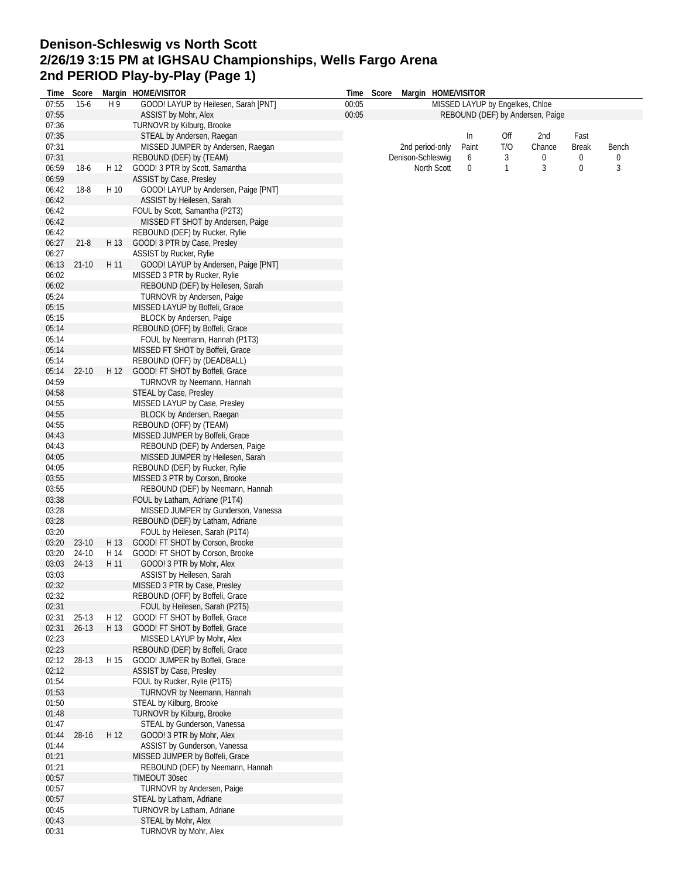# Denison-Schleswig vs North Scott
## 2/26/19 3:15 PM at IGHSAU Championships, Wells Fargo Arena
## 2nd PERIOD Play-by-Play (Page 1)

| Time | Score | Margin | HOME/VISITOR |
|---|---|---|---|
| 07:55 | 15-6 | H 9 | GOOD! LAYUP by Heilesen, Sarah [PNT] |
| 07:55 | | | ASSIST by Mohr, Alex |
| 07:36 | | | TURNOVR by Kilburg, Brooke |
| 07:35 | | | STEAL by Andersen, Raegan |
| 07:31 | | | MISSED JUMPER by Andersen, Raegan |
| 07:31 | | | REBOUND (DEF) by (TEAM) |
| 06:59 | 18-6 | H 12 | GOOD! 3 PTR by Scott, Samantha |
| 06:59 | | | ASSIST by Case, Presley |
| 06:42 | 18-8 | H 10 | GOOD! LAYUP by Andersen, Paige [PNT] |
| 06:42 | | | ASSIST by Heilesen, Sarah |
| 06:42 | | | FOUL by Scott, Samantha (P2T3) |
| 06:42 | | | MISSED FT SHOT by Andersen, Paige |
| 06:42 | | | REBOUND (DEF) by Rucker, Rylie |
| 06:27 | 21-8 | H 13 | GOOD! 3 PTR by Case, Presley |
| 06:27 | | | ASSIST by Rucker, Rylie |
| 06:13 | 21-10 | H 11 | GOOD! LAYUP by Andersen, Paige [PNT] |
| 06:02 | | | MISSED 3 PTR by Rucker, Rylie |
| 06:02 | | | REBOUND (DEF) by Heilesen, Sarah |
| 05:24 | | | TURNOVR by Andersen, Paige |
| 05:15 | | | MISSED LAYUP by Boffeli, Grace |
| 05:15 | | | BLOCK by Andersen, Paige |
| 05:14 | | | REBOUND (OFF) by Boffeli, Grace |
| 05:14 | | | FOUL by Neemann, Hannah (P1T3) |
| 05:14 | | | MISSED FT SHOT by Boffeli, Grace |
| 05:14 | | | REBOUND (OFF) by (DEADBALL) |
| 05:14 | 22-10 | H 12 | GOOD! FT SHOT by Boffeli, Grace |
| 04:59 | | | TURNOVR by Neemann, Hannah |
| 04:58 | | | STEAL by Case, Presley |
| 04:55 | | | MISSED LAYUP by Case, Presley |
| 04:55 | | | BLOCK by Andersen, Raegan |
| 04:55 | | | REBOUND (OFF) by (TEAM) |
| 04:43 | | | MISSED JUMPER by Boffeli, Grace |
| 04:43 | | | REBOUND (DEF) by Andersen, Paige |
| 04:05 | | | MISSED JUMPER by Heilesen, Sarah |
| 04:05 | | | REBOUND (DEF) by Rucker, Rylie |
| 03:55 | | | MISSED 3 PTR by Corson, Brooke |
| 03:55 | | | REBOUND (DEF) by Neemann, Hannah |
| 03:38 | | | FOUL by Latham, Adriane (P1T4) |
| 03:28 | | | MISSED JUMPER by Gunderson, Vanessa |
| 03:28 | | | REBOUND (DEF) by Latham, Adriane |
| 03:20 | | | FOUL by Heilesen, Sarah (P1T4) |
| 03:20 | 23-10 | H 13 | GOOD! FT SHOT by Corson, Brooke |
| 03:20 | 24-10 | H 14 | GOOD! FT SHOT by Corson, Brooke |
| 03:03 | 24-13 | H 11 | GOOD! 3 PTR by Mohr, Alex |
| 03:03 | | | ASSIST by Heilesen, Sarah |
| 02:32 | | | MISSED 3 PTR by Case, Presley |
| 02:32 | | | REBOUND (OFF) by Boffeli, Grace |
| 02:31 | | | FOUL by Heilesen, Sarah (P2T5) |
| 02:31 | 25-13 | H 12 | GOOD! FT SHOT by Boffeli, Grace |
| 02:31 | 26-13 | H 13 | GOOD! FT SHOT by Boffeli, Grace |
| 02:23 | | | MISSED LAYUP by Mohr, Alex |
| 02:23 | | | REBOUND (DEF) by Boffeli, Grace |
| 02:12 | 28-13 | H 15 | GOOD! JUMPER by Boffeli, Grace |
| 02:12 | | | ASSIST by Case, Presley |
| 01:54 | | | FOUL by Rucker, Rylie (P1T5) |
| 01:53 | | | TURNOVR by Neemann, Hannah |
| 01:50 | | | STEAL by Kilburg, Brooke |
| 01:48 | | | TURNOVR by Kilburg, Brooke |
| 01:47 | | | STEAL by Gunderson, Vanessa |
| 01:44 | 28-16 | H 12 | GOOD! 3 PTR by Mohr, Alex |
| 01:44 | | | ASSIST by Gunderson, Vanessa |
| 01:21 | | | MISSED JUMPER by Boffeli, Grace |
| 01:21 | | | REBOUND (DEF) by Neemann, Hannah |
| 00:57 | | | TIMEOUT 30sec |
| 00:57 | | | TURNOVR by Andersen, Paige |
| 00:57 | | | STEAL by Latham, Adriane |
| 00:45 | | | TURNOVR by Latham, Adriane |
| 00:43 | | | STEAL by Mohr, Alex |
| 00:31 | | | TURNOVR by Mohr, Alex |
| 00:05 | | | MISSED LAYUP by Engelkes, Chloe |
| 00:05 | | | REBOUND (DEF) by Andersen, Paige |

| 2nd period-only | In Paint | Off T/O | 2nd Chance | Fast Break | Bench |
|---|---|---|---|---|---|
| Denison-Schleswig | 6 | 3 | 0 | 0 | 0 |
| North Scott | 0 | 1 | 3 | 0 | 3 |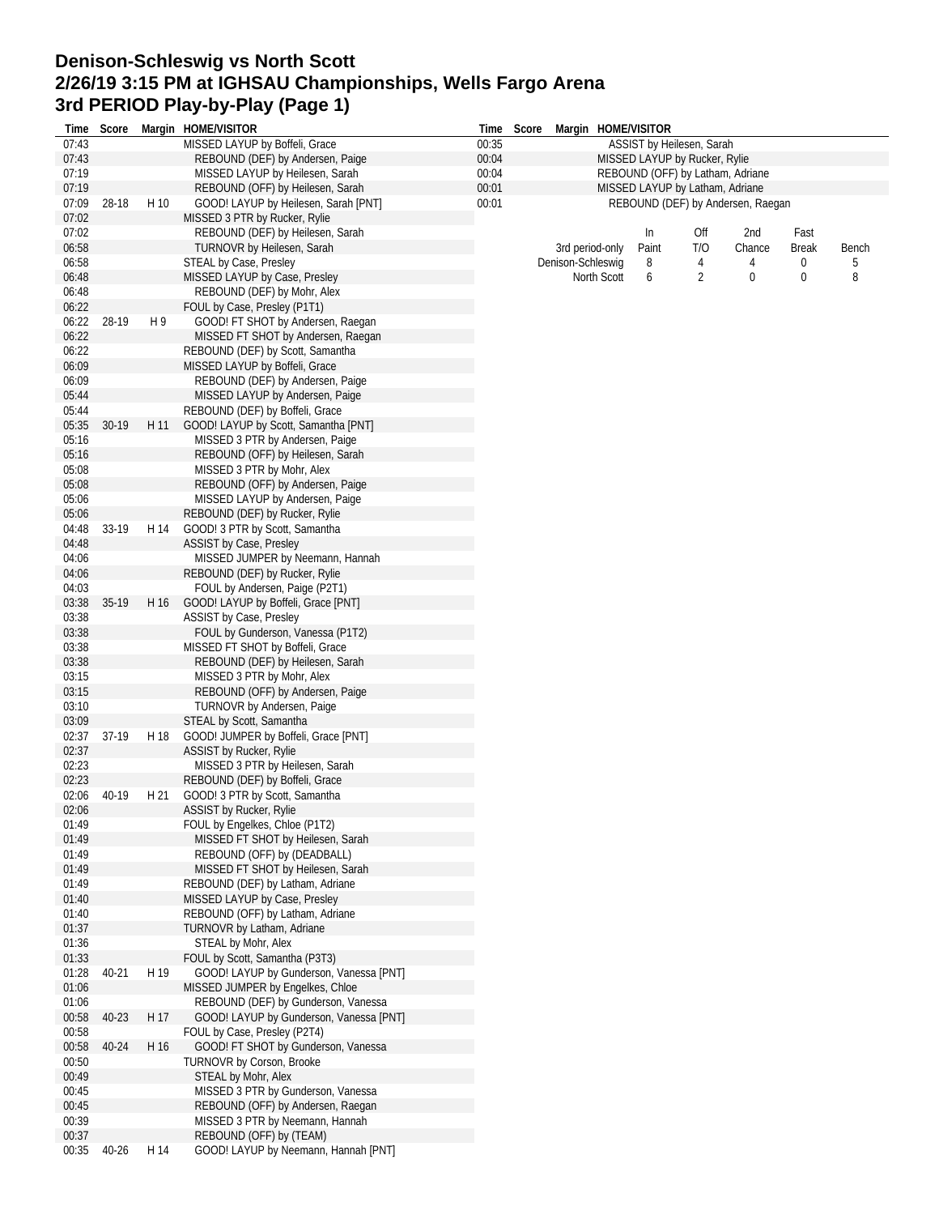# Denison-Schleswig vs North Scott
# 2/26/19 3:15 PM at IGHSAU Championships, Wells Fargo Arena
# 3rd PERIOD Play-by-Play (Page 1)

| Time | Score | Margin | HOME/VISITOR |
|---|---|---|---|
| 07:43 | | | MISSED LAYUP by Boffeli, Grace |
| 07:43 | | | REBOUND (DEF) by Andersen, Paige |
| 07:19 | | | MISSED LAYUP by Heilesen, Sarah |
| 07:19 | | | REBOUND (OFF) by Heilesen, Sarah |
| 07:09 | 28-18 | H 10 | GOOD! LAYUP by Heilesen, Sarah [PNT] |
| 07:02 | | | MISSED 3 PTR by Rucker, Rylie |
| 07:02 | | | REBOUND (DEF) by Heilesen, Sarah |
| 06:58 | | | TURNOVR by Heilesen, Sarah |
| 06:58 | | | STEAL by Case, Presley |
| 06:48 | | | MISSED LAYUP by Case, Presley |
| 06:48 | | | REBOUND (DEF) by Mohr, Alex |
| 06:22 | | | FOUL by Case, Presley (P1T1) |
| 06:22 | 28-19 | H 9 | GOOD! FT SHOT by Andersen, Raegan |
| 06:22 | | | MISSED FT SHOT by Andersen, Raegan |
| 06:22 | | | REBOUND (DEF) by Scott, Samantha |
| 06:09 | | | MISSED LAYUP by Boffeli, Grace |
| 06:09 | | | REBOUND (DEF) by Andersen, Paige |
| 05:44 | | | MISSED LAYUP by Andersen, Paige |
| 05:44 | | | REBOUND (DEF) by Boffeli, Grace |
| 05:35 | 30-19 | H 11 | GOOD! LAYUP by Scott, Samantha [PNT] |
| 05:16 | | | MISSED 3 PTR by Andersen, Paige |
| 05:16 | | | REBOUND (OFF) by Heilesen, Sarah |
| 05:08 | | | MISSED 3 PTR by Mohr, Alex |
| 05:08 | | | REBOUND (OFF) by Andersen, Paige |
| 05:06 | | | MISSED LAYUP by Andersen, Paige |
| 05:06 | | | REBOUND (DEF) by Rucker, Rylie |
| 04:48 | 33-19 | H 14 | GOOD! 3 PTR by Scott, Samantha |
| 04:48 | | | ASSIST by Case, Presley |
| 04:06 | | | MISSED JUMPER by Neemann, Hannah |
| 04:06 | | | REBOUND (DEF) by Rucker, Rylie |
| 04:03 | | | FOUL by Andersen, Paige (P2T1) |
| 03:38 | 35-19 | H 16 | GOOD! LAYUP by Boffeli, Grace [PNT] |
| 03:38 | | | ASSIST by Case, Presley |
| 03:38 | | | FOUL by Gunderson, Vanessa (P1T2) |
| 03:38 | | | MISSED FT SHOT by Boffeli, Grace |
| 03:38 | | | REBOUND (DEF) by Heilesen, Sarah |
| 03:15 | | | MISSED 3 PTR by Mohr, Alex |
| 03:15 | | | REBOUND (OFF) by Andersen, Paige |
| 03:10 | | | TURNOVR by Andersen, Paige |
| 03:09 | | | STEAL by Scott, Samantha |
| 02:37 | 37-19 | H 18 | GOOD! JUMPER by Boffeli, Grace [PNT] |
| 02:37 | | | ASSIST by Rucker, Rylie |
| 02:23 | | | MISSED 3 PTR by Heilesen, Sarah |
| 02:23 | | | REBOUND (DEF) by Boffeli, Grace |
| 02:06 | 40-19 | H 21 | GOOD! 3 PTR by Scott, Samantha |
| 02:06 | | | ASSIST by Rucker, Rylie |
| 01:49 | | | FOUL by Engelkes, Chloe (P1T2) |
| 01:49 | | | MISSED FT SHOT by Heilesen, Sarah |
| 01:49 | | | REBOUND (OFF) by (DEADBALL) |
| 01:49 | | | MISSED FT SHOT by Heilesen, Sarah |
| 01:49 | | | REBOUND (DEF) by Latham, Adriane |
| 01:40 | | | MISSED LAYUP by Case, Presley |
| 01:40 | | | REBOUND (OFF) by Latham, Adriane |
| 01:37 | | | TURNOVR by Latham, Adriane |
| 01:36 | | | STEAL by Mohr, Alex |
| 01:33 | | | FOUL by Scott, Samantha (P3T3) |
| 01:28 | 40-21 | H 19 | GOOD! LAYUP by Gunderson, Vanessa [PNT] |
| 01:06 | | | MISSED JUMPER by Engelkes, Chloe |
| 01:06 | | | REBOUND (DEF) by Gunderson, Vanessa |
| 00:58 | 40-23 | H 17 | GOOD! LAYUP by Gunderson, Vanessa [PNT] |
| 00:58 | | | FOUL by Case, Presley (P2T4) |
| 00:58 | 40-24 | H 16 | GOOD! FT SHOT by Gunderson, Vanessa |
| 00:50 | | | TURNOVR by Corson, Brooke |
| 00:49 | | | STEAL by Mohr, Alex |
| 00:45 | | | MISSED 3 PTR by Gunderson, Vanessa |
| 00:45 | | | REBOUND (OFF) by Andersen, Raegan |
| 00:39 | | | MISSED 3 PTR by Neemann, Hannah |
| 00:37 | | | REBOUND (OFF) by (TEAM) |
| 00:35 | 40-26 | H 14 | GOOD! LAYUP by Neemann, Hannah [PNT] |
| 00:35 | | | ASSIST by Heilesen, Sarah |
| 00:04 | | | MISSED LAYUP by Rucker, Rylie |
| 00:04 | | | REBOUND (OFF) by Latham, Adriane |
| 00:01 | | | MISSED LAYUP by Latham, Adriane |
| 00:01 | | | REBOUND (DEF) by Andersen, Raegan |

| 3rd period-only | In Paint | Off T/O | 2nd Chance | Fast Break | Bench |
|---|---|---|---|---|---|
| Denison-Schleswig | 8 | 4 | 4 | 0 | 5 |
| North Scott | 6 | 2 | 0 | 0 | 8 |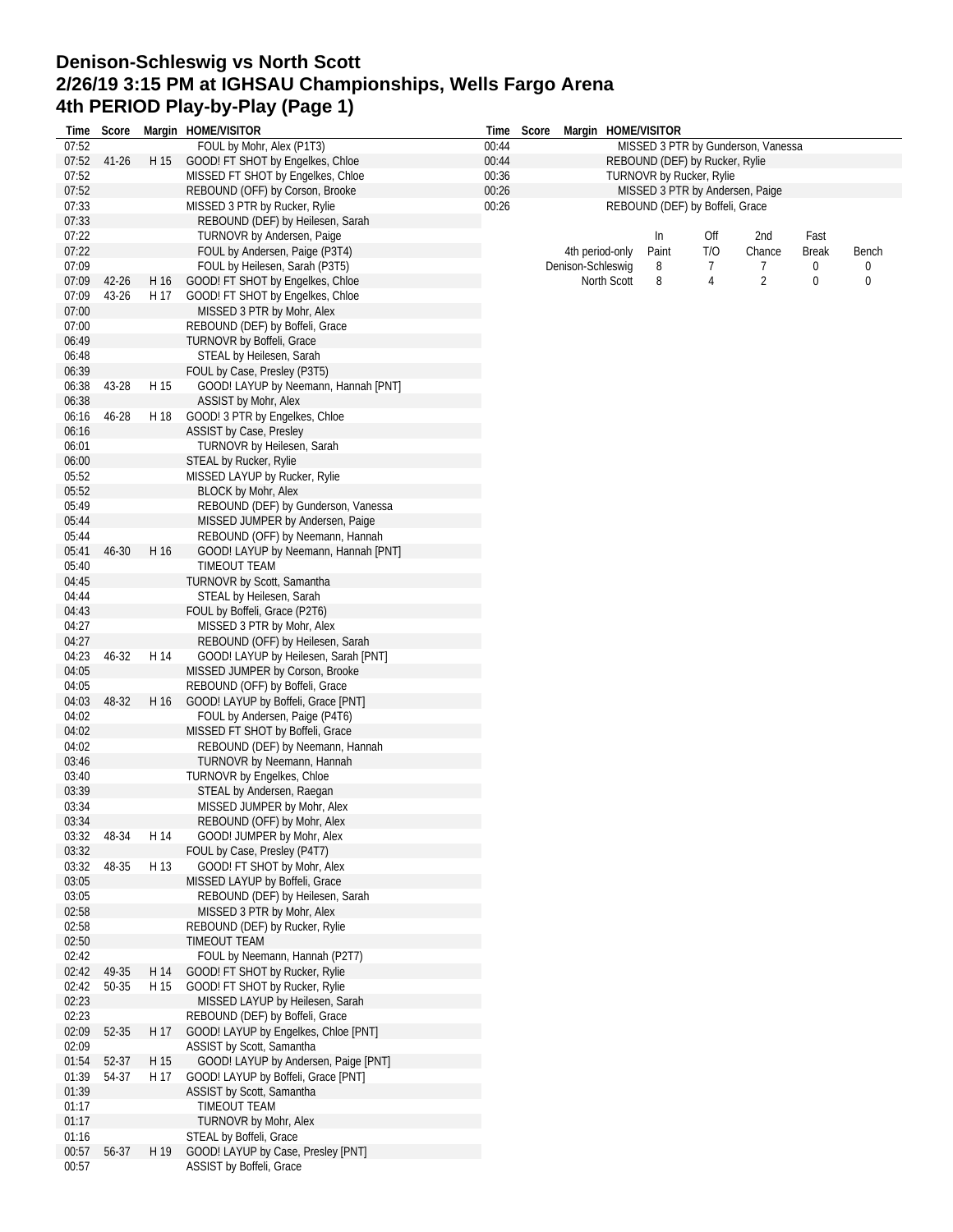# Denison-Schleswig vs North Scott
# 2/26/19 3:15 PM at IGHSAU Championships, Wells Fargo Arena
# 4th PERIOD Play-by-Play (Page 1)

| Time | Score | Margin | HOME/VISITOR |
|---|---|---|---|
| 07:52 | | | FOUL by Mohr, Alex (P1T3) |
| 07:52 | 41-26 | H 15 | GOOD! FT SHOT by Engelkes, Chloe |
| 07:52 | | | MISSED FT SHOT by Engelkes, Chloe |
| 07:52 | | | REBOUND (OFF) by Corson, Brooke |
| 07:33 | | | MISSED 3 PTR by Rucker, Rylie |
| 07:33 | | | REBOUND (DEF) by Heilesen, Sarah |
| 07:22 | | | TURNOVR by Andersen, Paige |
| 07:22 | | | FOUL by Andersen, Paige (P3T4) |
| 07:09 | | | FOUL by Heilesen, Sarah (P3T5) |
| 07:09 | 42-26 | H 16 | GOOD! FT SHOT by Engelkes, Chloe |
| 07:09 | 43-26 | H 17 | GOOD! FT SHOT by Engelkes, Chloe |
| 07:00 | | | MISSED 3 PTR by Mohr, Alex |
| 07:00 | | | REBOUND (DEF) by Boffeli, Grace |
| 06:49 | | | TURNOVR by Boffeli, Grace |
| 06:48 | | | STEAL by Heilesen, Sarah |
| 06:39 | | | FOUL by Case, Presley (P3T5) |
| 06:38 | 43-28 | H 15 | GOOD! LAYUP by Neemann, Hannah [PNT] |
| 06:38 | | | ASSIST by Mohr, Alex |
| 06:16 | 46-28 | H 18 | GOOD! 3 PTR by Engelkes, Chloe |
| 06:16 | | | ASSIST by Case, Presley |
| 06:01 | | | TURNOVR by Heilesen, Sarah |
| 06:00 | | | STEAL by Rucker, Rylie |
| 05:52 | | | MISSED LAYUP by Rucker, Rylie |
| 05:52 | | | BLOCK by Mohr, Alex |
| 05:49 | | | REBOUND (DEF) by Gunderson, Vanessa |
| 05:44 | | | MISSED JUMPER by Andersen, Paige |
| 05:44 | | | REBOUND (OFF) by Neemann, Hannah |
| 05:41 | 46-30 | H 16 | GOOD! LAYUP by Neemann, Hannah [PNT] |
| 05:40 | | | TIMEOUT TEAM |
| 04:45 | | | TURNOVR by Scott, Samantha |
| 04:44 | | | STEAL by Heilesen, Sarah |
| 04:43 | | | FOUL by Boffeli, Grace (P2T6) |
| 04:27 | | | MISSED 3 PTR by Mohr, Alex |
| 04:27 | | | REBOUND (OFF) by Heilesen, Sarah |
| 04:23 | 46-32 | H 14 | GOOD! LAYUP by Heilesen, Sarah [PNT] |
| 04:05 | | | MISSED JUMPER by Corson, Brooke |
| 04:05 | | | REBOUND (OFF) by Boffeli, Grace |
| 04:03 | 48-32 | H 16 | GOOD! LAYUP by Boffeli, Grace [PNT] |
| 04:02 | | | FOUL by Andersen, Paige (P4T6) |
| 04:02 | | | MISSED FT SHOT by Boffeli, Grace |
| 04:02 | | | REBOUND (DEF) by Neemann, Hannah |
| 03:46 | | | TURNOVR by Neemann, Hannah |
| 03:40 | | | TURNOVR by Engelkes, Chloe |
| 03:39 | | | STEAL by Andersen, Raegan |
| 03:34 | | | MISSED JUMPER by Mohr, Alex |
| 03:34 | | | REBOUND (OFF) by Mohr, Alex |
| 03:32 | 48-34 | H 14 | GOOD! JUMPER by Mohr, Alex |
| 03:32 | | | FOUL by Case, Presley (P4T7) |
| 03:32 | 48-35 | H 13 | GOOD! FT SHOT by Mohr, Alex |
| 03:05 | | | MISSED LAYUP by Boffeli, Grace |
| 03:05 | | | REBOUND (DEF) by Heilesen, Sarah |
| 02:58 | | | MISSED 3 PTR by Mohr, Alex |
| 02:58 | | | REBOUND (DEF) by Rucker, Rylie |
| 02:50 | | | TIMEOUT TEAM |
| 02:42 | | | FOUL by Neemann, Hannah (P2T7) |
| 02:42 | 49-35 | H 14 | GOOD! FT SHOT by Rucker, Rylie |
| 02:42 | 50-35 | H 15 | GOOD! FT SHOT by Rucker, Rylie |
| 02:23 | | | MISSED LAYUP by Heilesen, Sarah |
| 02:23 | | | REBOUND (DEF) by Boffeli, Grace |
| 02:09 | 52-35 | H 17 | GOOD! LAYUP by Engelkes, Chloe [PNT] |
| 02:09 | | | ASSIST by Scott, Samantha |
| 01:54 | 52-37 | H 15 | GOOD! LAYUP by Andersen, Paige [PNT] |
| 01:39 | 54-37 | H 17 | GOOD! LAYUP by Boffeli, Grace [PNT] |
| 01:39 | | | ASSIST by Scott, Samantha |
| 01:17 | | | TIMEOUT TEAM |
| 01:17 | | | TURNOVR by Mohr, Alex |
| 01:16 | | | STEAL by Boffeli, Grace |
| 00:57 | 56-37 | H 19 | GOOD! LAYUP by Case, Presley [PNT] |
| 00:57 | | | ASSIST by Boffeli, Grace |
| 00:44 | | | MISSED 3 PTR by Gunderson, Vanessa |
| 00:44 | | | REBOUND (DEF) by Rucker, Rylie |
| 00:36 | | | TURNOVR by Rucker, Rylie |
| 00:26 | | | MISSED 3 PTR by Andersen, Paige |
| 00:26 | | | REBOUND (DEF) by Boffeli, Grace |

| 4th period-only | In Paint | Off T/O | 2nd Chance | Fast Break | Bench |
|---|---|---|---|---|---|
| Denison-Schleswig | 8 | 7 | 7 | 0 | 0 |
| North Scott | 8 | 4 | 2 | 0 | 0 |